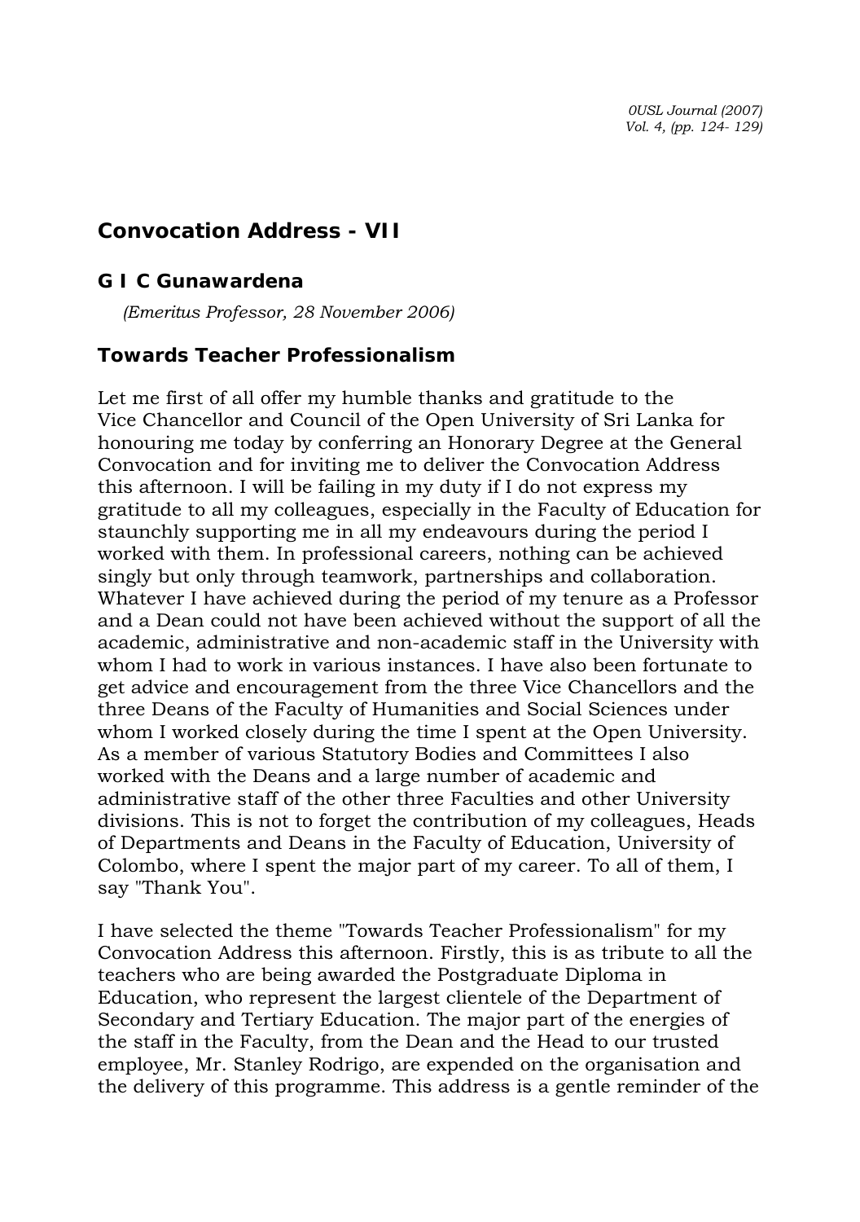## Convocation Address - VII

### G I C Gunawardena

*(Emeritus Professor, 28 November 2006)*

### Towards Teacher Professionalism

Let me first of all offer my humble thanks and gratitude to the Vice Chancellor and Council of the Open University of Sri Lanka for honouring me today by conferring an Honorary Degree at the General Convocation and for inviting me to deliver the Convocation Address this afternoon. I will be failing in my duty if I do not express my gratitude to all my colleagues, especially in the Faculty of Education for staunchly supporting me in all my endeavours during the period I worked with them. In professional careers, nothing can be achieved singly but only through teamwork, partnerships and collaboration. Whatever I have achieved during the period of my tenure as a Professor and a Dean could not have been achieved without the support of all the academic, administrative and non-academic staff in the University with whom I had to work in various instances. I have also been fortunate to get advice and encouragement from the three Vice Chancellors and the three Deans of the Faculty of Humanities and Social Sciences under whom I worked closely during the time I spent at the Open University. As a member of various Statutory Bodies and Committees I also worked with the Deans and a large number of academic and administrative staff of the other three Faculties and other University divisions. This is not to forget the contribution of my colleagues, Heads of Departments and Deans in the Faculty of Education, University of Colombo, where I spent the major part of my career. To all of them, I say "Thank You".

I have selected the theme "Towards Teacher Professionalism" for my Convocation Address this afternoon. Firstly, this is as tribute to all the teachers who are being awarded the Postgraduate Diploma in Education, who represent the largest clientele of the Department of Secondary and Tertiary Education. The major part of the energies of the staff in the Faculty, from the Dean and the Head to our trusted employee, Mr. Stanley Rodrigo, are expended on the organisation and the delivery of this programme. This address is a gentle reminder of the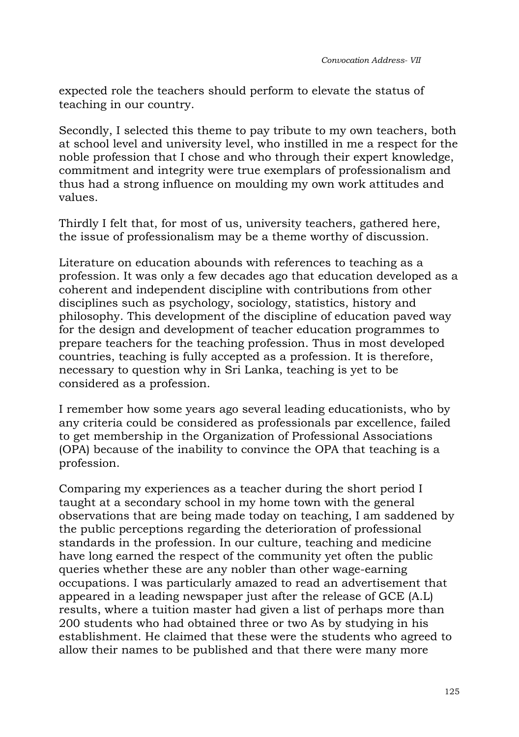expected role the teachers should perform to elevate the status of teaching in our country.

Secondly, I selected this theme to pay tribute to my own teachers, both at school level and university level, who instilled in me a respect for the noble profession that I chose and who through their expert knowledge, commitment and integrity were true exemplars of professionalism and thus had a strong influence on moulding my own work attitudes and values.

Thirdly I felt that, for most of us, university teachers, gathered here, the issue of professionalism may be a theme worthy of discussion.

Literature on education abounds with references to teaching as a profession. It was only a few decades ago that education developed as a coherent and independent discipline with contributions from other disciplines such as psychology, sociology, statistics, history and philosophy. This development of the discipline of education paved way for the design and development of teacher education programmes to prepare teachers for the teaching profession. Thus in most developed countries, teaching is fully accepted as a profession. It is therefore, necessary to question why in Sri Lanka, teaching is yet to be considered as a profession.

I remember how some years ago several leading educationists, who by any criteria could be considered as professionals par excellence, failed to get membership in the Organization of Professional Associations (OPA) because of the inability to convince the OPA that teaching is a profession.

Comparing my experiences as a teacher during the short period I taught at a secondary school in my home town with the general observations that are being made today on teaching, I am saddened by the public perceptions regarding the deterioration of professional standards in the profession. In our culture, teaching and medicine have long earned the respect of the community yet often the public queries whether these are any nobler than other wage-earning occupations. I was particularly amazed to read an advertisement that appeared in a leading newspaper just after the release of GCE (A.L) results, where a tuition master had given a list of perhaps more than 200 students who had obtained three or two As by studying in his establishment. He claimed that these were the students who agreed to allow their names to be published and that there were many more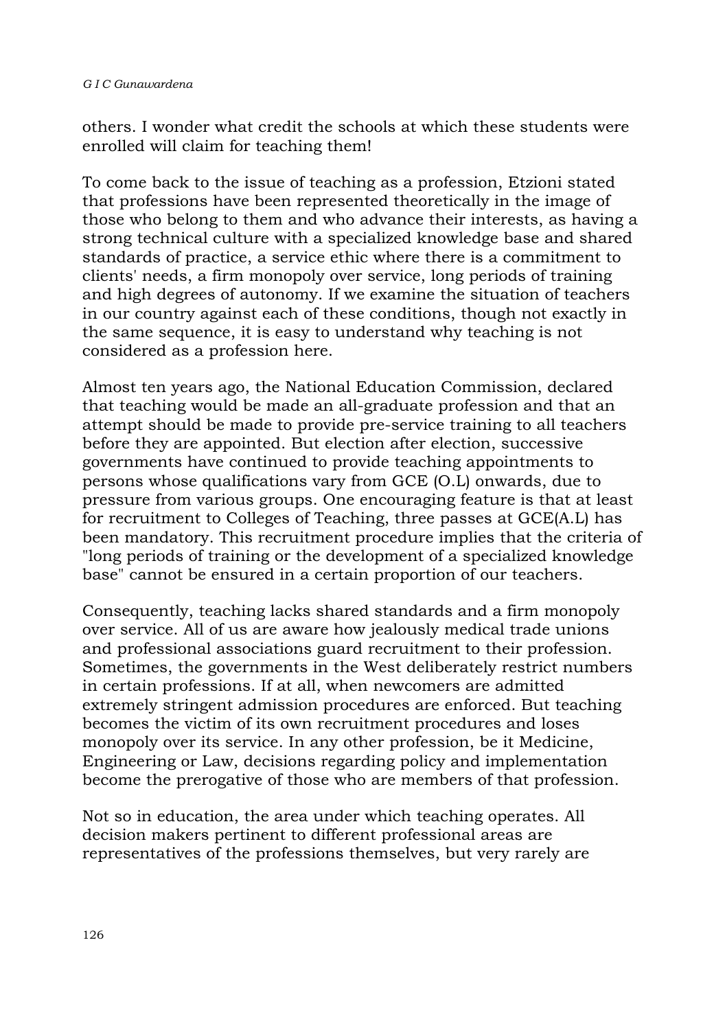others. I wonder what credit the schools at which these students were enrolled will claim for teaching them!

To come back to the issue of teaching as a profession, Etzioni stated that professions have been represented theoretically in the image of those who belong to them and who advance their interests, as having a strong technical culture with a specialized knowledge base and shared standards of practice, a service ethic where there is a commitment to clients' needs, a firm monopoly over service, long periods of training and high degrees of autonomy. If we examine the situation of teachers in our country against each of these conditions, though not exactly in the same sequence, it is easy to understand why teaching is not considered as a profession here.

Almost ten years ago, the National Education Commission, declared that teaching would be made an all-graduate profession and that an attempt should be made to provide pre-service training to all teachers before they are appointed. But election after election, successive governments have continued to provide teaching appointments to persons whose qualifications vary from GCE (O.L) onwards, due to pressure from various groups. One encouraging feature is that at least for recruitment to Colleges of Teaching, three passes at GCE(A.L) has been mandatory. This recruitment procedure implies that the criteria of "long periods of training or the development of a specialized knowledge base" cannot be ensured in a certain proportion of our teachers.

Consequently, teaching lacks shared standards and a firm monopoly over service. All of us are aware how jealously medical trade unions and professional associations guard recruitment to their profession. Sometimes, the governments in the West deliberately restrict numbers in certain professions. If at all, when newcomers are admitted extremely stringent admission procedures are enforced. But teaching becomes the victim of its own recruitment procedures and loses monopoly over its service. In any other profession, be it Medicine, Engineering or Law, decisions regarding policy and implementation become the prerogative of those who are members of that profession.

Not so in education, the area under which teaching operates. All decision makers pertinent to different professional areas are representatives of the professions themselves, but very rarely are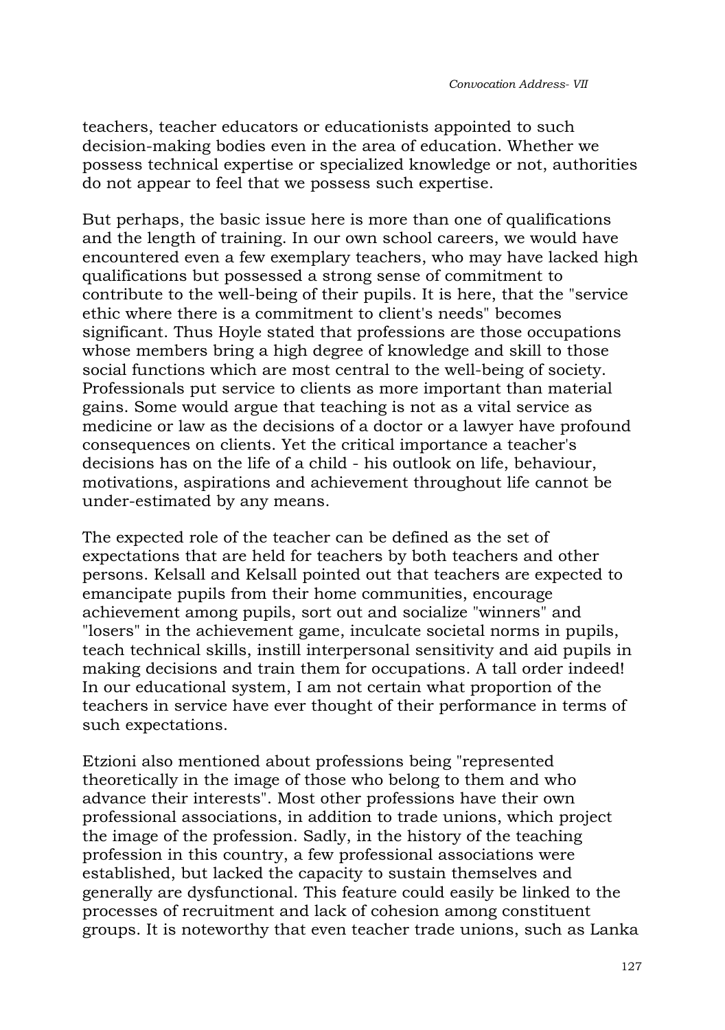teachers, teacher educators or educationists appointed to such decision-making bodies even in the area of education. Whether we possess technical expertise or specialized knowledge or not, authorities do not appear to feel that we possess such expertise.

But perhaps, the basic issue here is more than one of qualifications and the length of training. In our own school careers, we would have encountered even a few exemplary teachers, who may have lacked high qualifications but possessed a strong sense of commitment to contribute to the well-being of their pupils. It is here, that the "service ethic where there is a commitment to client's needs" becomes significant. Thus Hoyle stated that professions are those occupations whose members bring a high degree of knowledge and skill to those social functions which are most central to the well-being of society. Professionals put service to clients as more important than material gains. Some would argue that teaching is not as a vital service as medicine or law as the decisions of a doctor or a lawyer have profound consequences on clients. Yet the critical importance a teacher's decisions has on the life of a child - his outlook on life, behaviour, motivations, aspirations and achievement throughout life cannot be under-estimated by any means.

The expected role of the teacher can be defined as the set of expectations that are held for teachers by both teachers and other persons. Kelsall and Kelsall pointed out that teachers are expected to emancipate pupils from their home communities, encourage achievement among pupils, sort out and socialize "winners" and "losers" in the achievement game, inculcate societal norms in pupils, teach technical skills, instill interpersonal sensitivity and aid pupils in making decisions and train them for occupations. A tall order indeed! In our educational system, I am not certain what proportion of the teachers in service have ever thought of their performance in terms of such expectations.

Etzioni also mentioned about professions being "represented theoretically in the image of those who belong to them and who advance their interests". Most other professions have their own professional associations, in addition to trade unions, which project the image of the profession. Sadly, in the history of the teaching profession in this country, a few professional associations were established, but lacked the capacity to sustain themselves and generally are dysfunctional. This feature could easily be linked to the processes of recruitment and lack of cohesion among constituent groups. It is noteworthy that even teacher trade unions, such as Lanka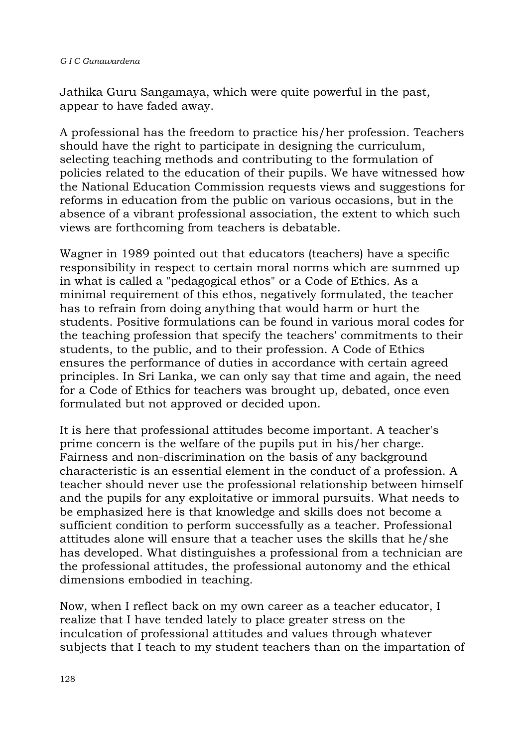Jathika Guru Sangamaya, which were quite powerful in the past, appear to have faded away.

A professional has the freedom to practice his/her profession. Teachers should have the right to participate in designing the curriculum, selecting teaching methods and contributing to the formulation of policies related to the education of their pupils. We have witnessed how the National Education Commission requests views and suggestions for reforms in education from the public on various occasions, but in the absence of a vibrant professional association, the extent to which such views are forthcoming from teachers is debatable.

Wagner in 1989 pointed out that educators (teachers) have a specific responsibility in respect to certain moral norms which are summed up in what is called a "pedagogical ethos" or a Code of Ethics. As a minimal requirement of this ethos, negatively formulated, the teacher has to refrain from doing anything that would harm or hurt the students. Positive formulations can be found in various moral codes for the teaching profession that specify the teachers' commitments to their students, to the public, and to their profession. A Code of Ethics ensures the performance of duties in accordance with certain agreed principles. In Sri Lanka, we can only say that time and again, the need for a Code of Ethics for teachers was brought up, debated, once even formulated but not approved or decided upon.

It is here that professional attitudes become important. A teacher's prime concern is the welfare of the pupils put in his/her charge. Fairness and non-discrimination on the basis of any background characteristic is an essential element in the conduct of a profession. A teacher should never use the professional relationship between himself and the pupils for any exploitative or immoral pursuits. What needs to be emphasized here is that knowledge and skills does not become a sufficient condition to perform successfully as a teacher. Professional attitudes alone will ensure that a teacher uses the skills that he/she has developed. What distinguishes a professional from a technician are the professional attitudes, the professional autonomy and the ethical dimensions embodied in teaching.

Now, when I reflect back on my own career as a teacher educator, I realize that I have tended lately to place greater stress on the inculcation of professional attitudes and values through whatever subjects that I teach to my student teachers than on the impartation of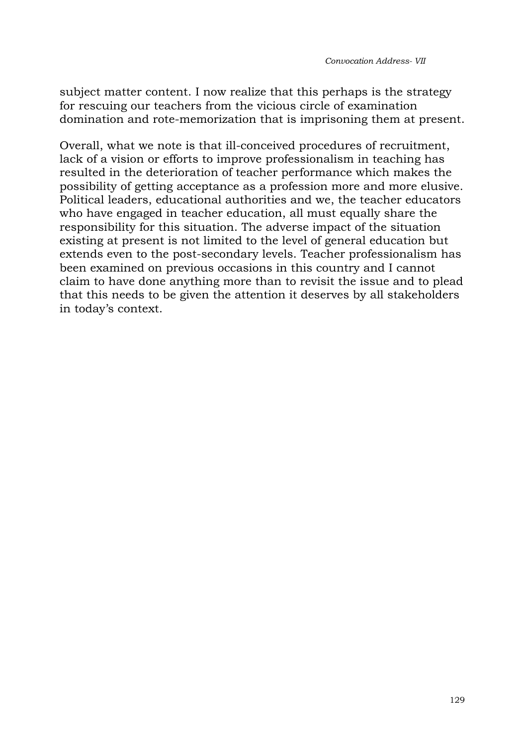subject matter content. I now realize that this perhaps is the strategy for rescuing our teachers from the vicious circle of examination domination and rote-memorization that is imprisoning them at present.

Overall, what we note is that ill-conceived procedures of recruitment, lack of a vision or efforts to improve professionalism in teaching has resulted in the deterioration of teacher performance which makes the possibility of getting acceptance as a profession more and more elusive. Political leaders, educational authorities and we, the teacher educators who have engaged in teacher education, all must equally share the responsibility for this situation. The adverse impact of the situation existing at present is not limited to the level of general education but extends even to the post-secondary levels. Teacher professionalism has been examined on previous occasions in this country and I cannot claim to have done anything more than to revisit the issue and to plead that this needs to be given the attention it deserves by all stakeholders in today's context.